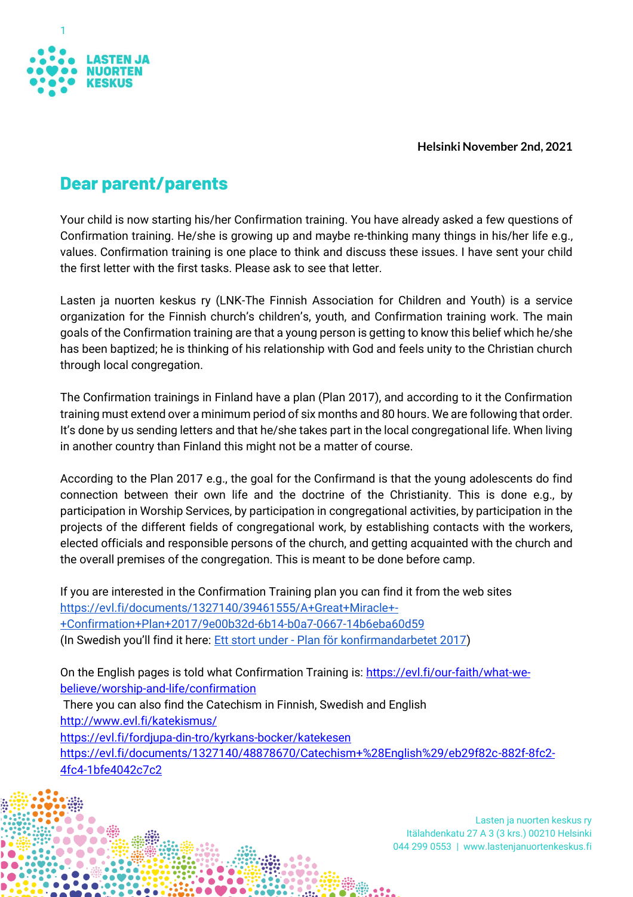**Helsinki November 2nd, 2021**

# Dear parent/parents

Your child is now starting his/her Confirmation training. You have already asked a few questions of Confirmation training. He/she is growing up and maybe re-thinking many things in his/her life e.g., values. Confirmation training is one place to think and discuss these issues. I have sent your child the first letter with the first tasks. Please ask to see that letter.

Lasten ja nuorten keskus ry (LNK-The Finnish Association for Children and Youth) is a service organization for the Finnish church's children's, youth, and Confirmation training work. The main goals of the Confirmation training are that a young person is getting to know this belief which he/she has been baptized; he is thinking of his relationship with God and feels unity to the Christian church through local congregation.

The Confirmation trainings in Finland have a plan (Plan 2017), and according to it the Confirmation training must extend over a minimum period of six months and 80 hours. We are following that order. It's done by us sending letters and that he/she takes part in the local congregational life. When living in another country than Finland this might not be a matter of course.

According to the Plan 2017 e.g., the goal for the Confirmand is that the young adolescents do find connection between their own life and the doctrine of the Christianity. This is done e.g., by participation in Worship Services, by participation in congregational activities, by participation in the projects of the different fields of congregational work, by establishing contacts with the workers, elected officials and responsible persons of the church, and getting acquainted with the church and the overall premises of the congregation. This is meant to be done before camp.

If you are interested in the Confirmation Training plan you can find it from the web sites
https://evl.fi/documents/1327140/39461555/A+Great+Miracle+-+Confirmation+Plan+2017/9e00b32d-6b14-b0a7-0667-14b6eba60d59
(In Swedish you'll find it here: Ett stort under - Plan för konfirmandarbetet 2017)

On the English pages is told what Confirmation Training is: https://evl.fi/our-faith/what-we-believe/worship-and-life/confirmation
There you can also find the Catechism in Finnish, Swedish and English
http://www.evl.fi/katekismus/
https://evl.fi/fordjupa-din-tro/kyrkans-bocker/katekesen
https://evl.fi/documents/1327140/48878670/Catechism+%28English%29/eb29f82c-882f-8fc2-4fc4-1bfe4042c7c2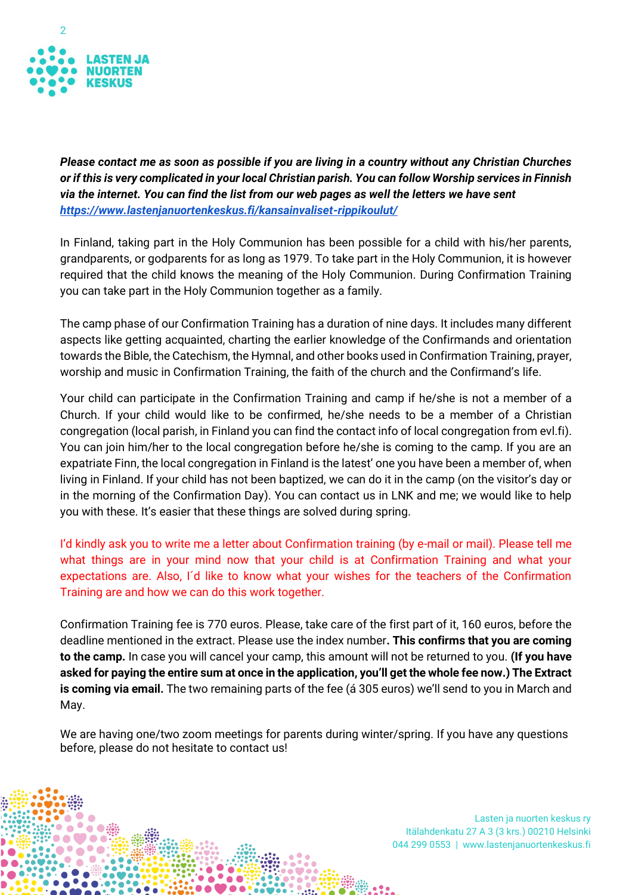***Please contact me as soon as possible if you are living in a country without any Christian Churches or if this is very complicated in your local Christian parish. You can follow Worship services in Finnish via the internet. You can find the list from our web pages as well the letters we have sent [https://www.lastenjanuortenkeskus.fi/kansainvaliset-rippikoulut/](https://www.lastenjanuortenkeskus.fi/kansainvaliset-rippikoulut/)***

In Finland, taking part in the Holy Communion has been possible for a child with his/her parents, grandparents, or godparents for as long as 1979. To take part in the Holy Communion, it is however required that the child knows the meaning of the Holy Communion. During Confirmation Training you can take part in the Holy Communion together as a family.

The camp phase of our Confirmation Training has a duration of nine days. It includes many different aspects like getting acquainted, charting the earlier knowledge of the Confirmands and orientation towards the Bible, the Catechism, the Hymnal, and other books used in Confirmation Training, prayer, worship and music in Confirmation Training, the faith of the church and the Confirmand's life.

Your child can participate in the Confirmation Training and camp if he/she is not a member of a Church. If your child would like to be confirmed, he/she needs to be a member of a Christian congregation (local parish, in Finland you can find the contact info of local congregation from evl.fi). You can join him/her to the local congregation before he/she is coming to the camp. If you are an expatriate Finn, the local congregation in Finland is the latest' one you have been a member of, when living in Finland. If your child has not been baptized, we can do it in the camp (on the visitor's day or in the morning of the Confirmation Day). You can contact us in LNK and me; we would like to help you with these. It's easier that these things are solved during spring.

I'd kindly ask you to write me a letter about Confirmation training (by e-mail or mail). Please tell me what things are in your mind now that your child is at Confirmation Training and what your expectations are. Also, I´d like to know what your wishes for the teachers of the Confirmation Training are and how we can do this work together.

Confirmation Training fee is 770 euros. Please, take care of the first part of it, 160 euros, before the deadline mentioned in the extract. Please use the index number**. This confirms that you are coming to the camp.** In case you will cancel your camp, this amount will not be returned to you. **(If you have asked for paying the entire sum at once in the application, you'll get the whole fee now.) The Extract is coming via email.** The two remaining parts of the fee (á 305 euros) we'll send to you in March and May.

We are having one/two zoom meetings for parents during winter/spring. If you have any questions before, please do not hesitate to contact us!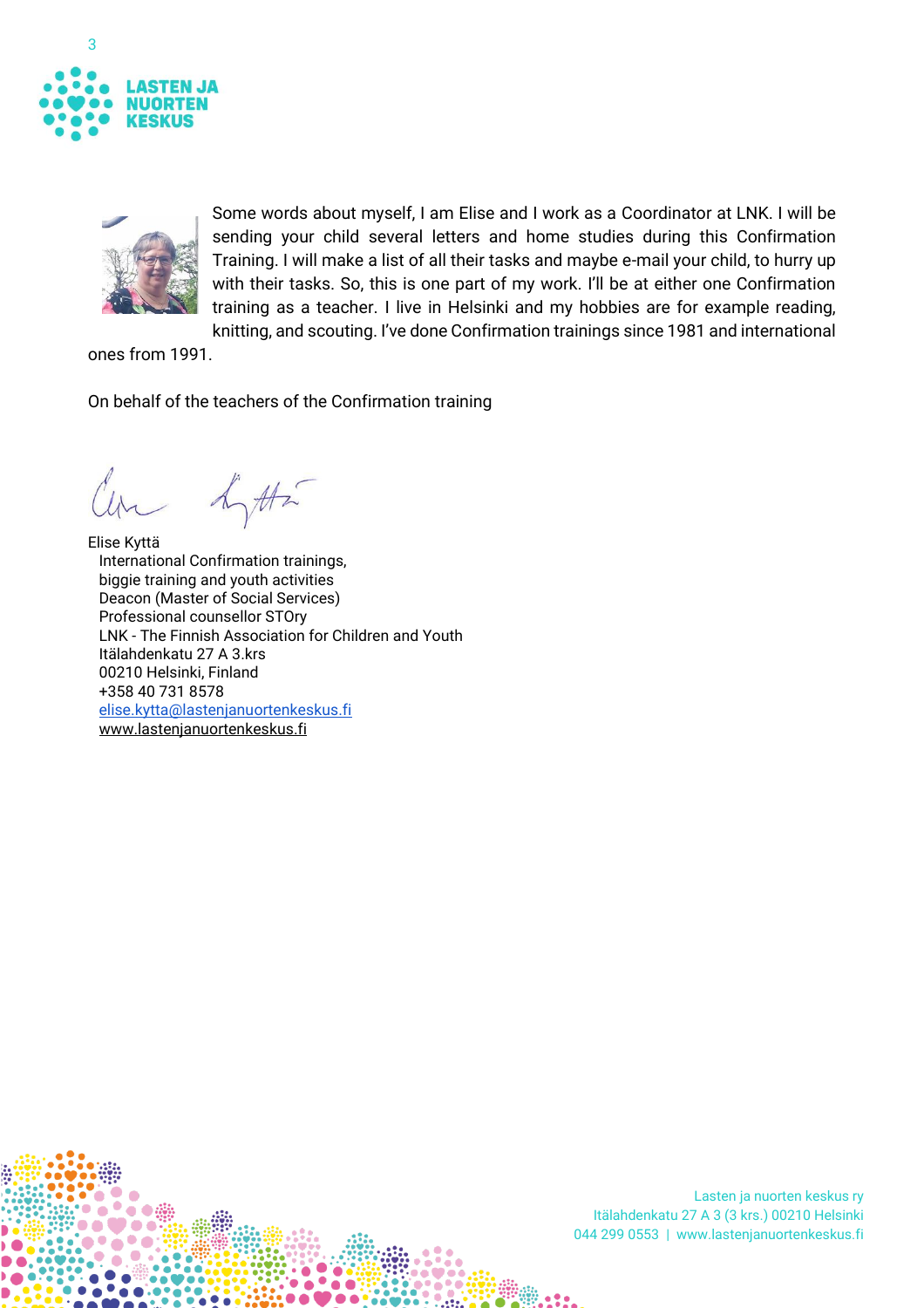Some words about myself, I am Elise and I work as a Coordinator at LNK. I will be sending your child several letters and home studies during this Confirmation Training. I will make a list of all their tasks and maybe e-mail your child, to hurry up with their tasks. So, this is one part of my work. I'll be at either one Confirmation training as a teacher. I live in Helsinki and my hobbies are for example reading, knitting, and scouting. I've done Confirmation trainings since 1981 and international ones from 1991.

On behalf of the teachers of the Confirmation training

Elise Kyttä
International Confirmation trainings,
biggie training and youth activities
Deacon (Master of Social Services)
Professional counsellor STOry
LNK - The Finnish Association for Children and Youth
Itälahdenkatu 27 A 3.krs
00210 Helsinki, Finland
+358 40 731 8578
elise.kytta@lastenjanuortenkeskus.fi
www.lastenjanuortenkeskus.fi